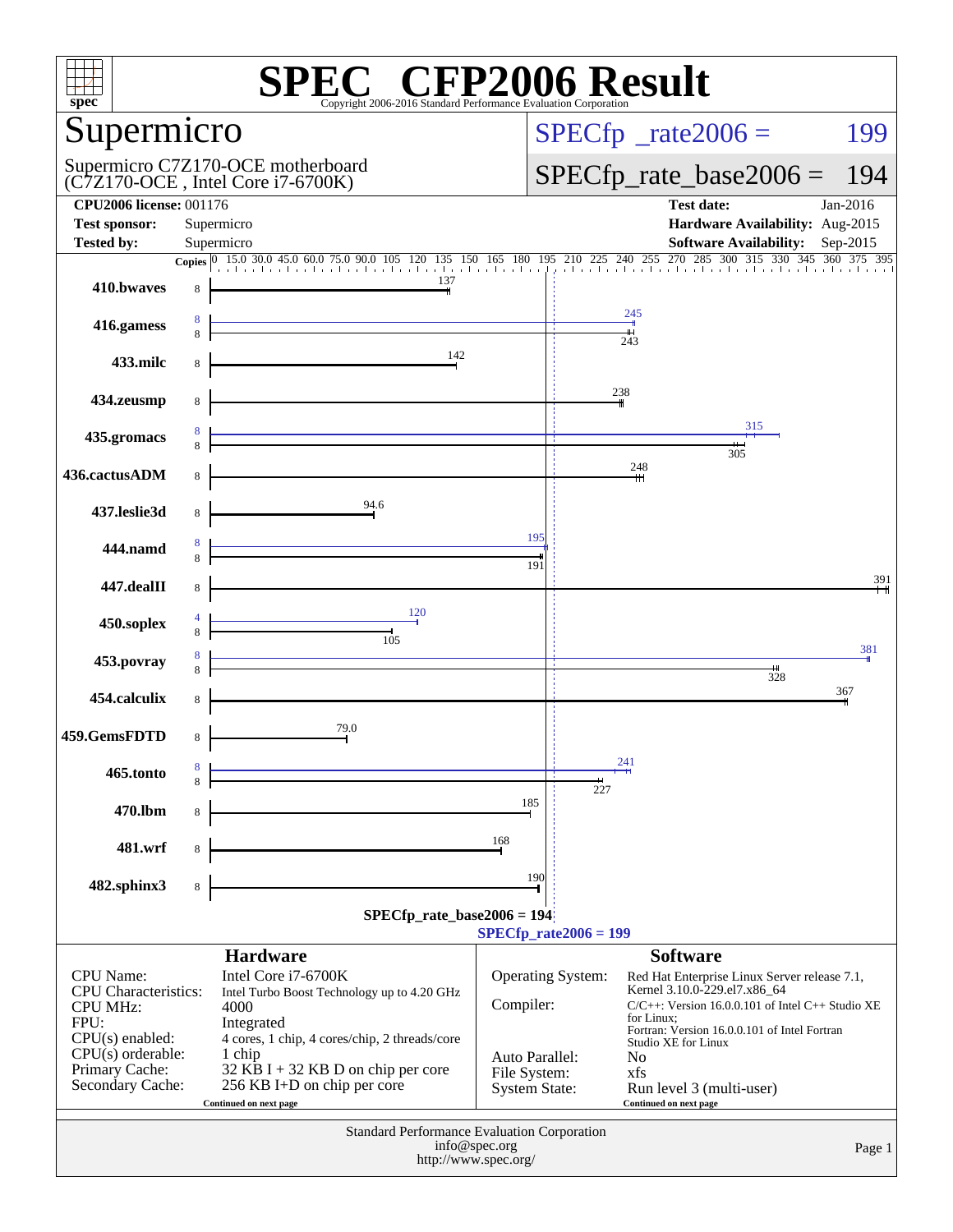# SPEC CFP2006 Result

Copyright 2006-2016 Standard Performance Evaluation Corporation

## Supermicro

Supermicro C7Z170-OCE motherboard
(C7Z170-OCE , Intel Core i7-6700K)

SPECfp_rate2006 = 199

SPECfp_rate_base2006 = 194

| | | | |
|---|---|---|---|
| **CPU2006 license:** | 001176 | **Test date:** | Jan-2016 |
| **Test sponsor:** | Supermicro | **Hardware Availability:** | Aug-2015 |
| **Tested by:** | Supermicro | **Software Availability:** | Sep-2015 |

| Benchmark | Copies (peak) | Peak | Copies (base) | Base |
|---|---|---|---|---|
| 410.bwaves | | | 8 | 137 |
| 416.gamess | 8 | 245 | 8 | 243 |
| 433.milc | | | 8 | 142 |
| 434.zeusmp | | | 8 | 238 |
| 435.gromacs | 8 | 315 | 8 | 305 |
| 436.cactusADM | | | 8 | 248 |
| 437.leslie3d | | | 8 | 94.6 |
| 444.namd | 8 | 195 | 8 | 191 |
| 447.dealII | | | 8 | 391 |
| 450.soplex | 4 | 120 | 8 | 105 |
| 453.povray | 8 | 381 | 8 | 328 |
| 454.calculix | | | 8 | 367 |
| 459.GemsFDTD | | | 8 | 79.0 |
| 465.tonto | 8 | 241 | 8 | 227 |
| 470.lbm | | | 8 | 185 |
| 481.wrf | | | 8 | 168 |
| 482.sphinx3 | | | 8 | 190 |

SPECfp_rate_base2006 = 194

SPECfp_rate2006 = 199

## Hardware

| | |
|---|---|
| CPU Name: | Intel Core i7-6700K |
| CPU Characteristics: | Intel Turbo Boost Technology up to 4.20 GHz |
| CPU MHz: | 4000 |
| FPU: | Integrated |
| CPU(s) enabled: | 4 cores, 1 chip, 4 cores/chip, 2 threads/core |
| CPU(s) orderable: | 1 chip |
| Primary Cache: | 32 KB I + 32 KB D on chip per core |
| Secondary Cache: | 256 KB I+D on chip per core |

Continued on next page

## Software

| | |
|---|---|
| Operating System: | Red Hat Enterprise Linux Server release 7.1, Kernel 3.10.0-229.el7.x86_64 |
| Compiler: | C/C++: Version 16.0.0.101 of Intel C++ Studio XE for Linux; Fortran: Version 16.0.0.101 of Intel Fortran Studio XE for Linux |
| Auto Parallel: | No |
| File System: | xfs |
| System State: | Run level 3 (multi-user) |

Continued on next page

Standard Performance Evaluation Corporation
info@spec.org
http://www.spec.org/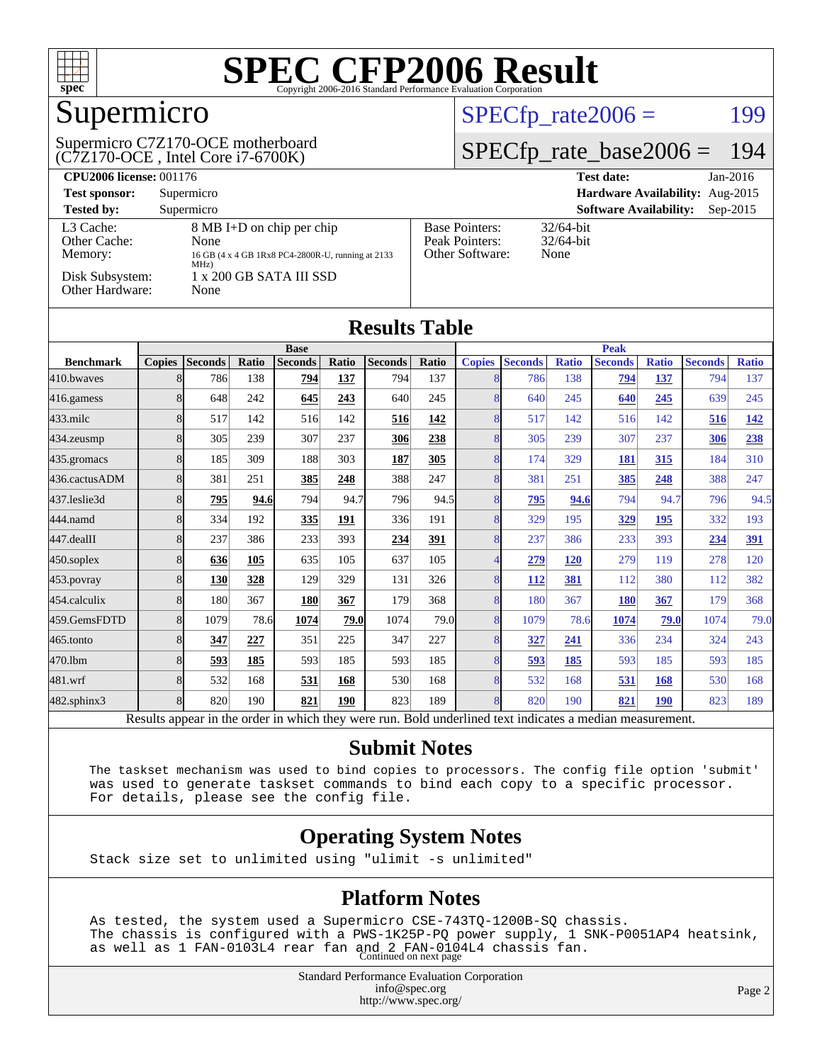# SPEC CFP2006 Result

Copyright 2006-2016 Standard Performance Evaluation Corporation

## Supermicro

Supermicro C7Z170-OCE motherboard
(C7Z170-OCE , Intel Core i7-6700K)

SPECfp_rate2006 = 199

SPECfp_rate_base2006 = 194

**CPU2006 license:** 001176
**Test sponsor:** Supermicro
**Tested by:** Supermicro

**Test date:** Jan-2016
**Hardware Availability:** Aug-2015
**Software Availability:** Sep-2015

| | |
|---|---|
| L3 Cache: | 8 MB I+D on chip per chip |
| Other Cache: | None |
| Memory: | 16 GB (4 x 4 GB 1Rx8 PC4-2800R-U, running at 2133 MHz) |
| Disk Subsystem: | 1 x 200 GB SATA III SSD |
| Other Hardware: | None |

| | |
|---|---|
| Base Pointers: | 32/64-bit |
| Peak Pointers: | 32/64-bit |
| Other Software: | None |

## Results Table

| | Base | | | | | | | Peak | | | | | | |
|---|---|---|---|---|---|---|---|---|---|---|---|---|---|---|
| **Benchmark** | **Copies** | **Seconds** | **Ratio** | **Seconds** | **Ratio** | **Seconds** | **Ratio** | **Copies** | **Seconds** | **Ratio** | **Seconds** | **Ratio** | **Seconds** | **Ratio** |
| 410.bwaves | 8 | 786 | 138 | **794** | **137** | 794 | 137 | 8 | 786 | 138 | **794** | **137** | 794 | 137 |
| 416.gamess | 8 | 648 | 242 | **645** | **243** | 640 | 245 | 8 | 640 | 245 | **640** | **245** | 639 | 245 |
| 433.milc | 8 | 517 | 142 | 516 | 142 | **516** | **142** | 8 | 517 | 142 | 516 | 142 | **516** | **142** |
| 434.zeusmp | 8 | 305 | 239 | 307 | 237 | **306** | **238** | 8 | 305 | 239 | 307 | 237 | **306** | **238** |
| 435.gromacs | 8 | 185 | 309 | 188 | 303 | **187** | **305** | 8 | 174 | 329 | **181** | **315** | 184 | 310 |
| 436.cactusADM | 8 | 381 | 251 | **385** | **248** | 388 | 247 | 8 | 381 | 251 | **385** | **248** | 388 | 247 |
| 437.leslie3d | 8 | **795** | **94.6** | 794 | 94.7 | 796 | 94.5 | 8 | **795** | **94.6** | 794 | 94.7 | 796 | 94.5 |
| 444.namd | 8 | 334 | 192 | **335** | **191** | 336 | 191 | 8 | 329 | 195 | **329** | **195** | 332 | 193 |
| 447.dealII | 8 | 237 | 386 | 233 | 393 | **234** | **391** | 8 | 237 | 386 | 233 | 393 | **234** | **391** |
| 450.soplex | 8 | **636** | **105** | 635 | 105 | 637 | 105 | 4 | **279** | **120** | 279 | 119 | 278 | 120 |
| 453.povray | 8 | **130** | **328** | 129 | 329 | 131 | 326 | 8 | **112** | **381** | 112 | 380 | 112 | 382 |
| 454.calculix | 8 | 180 | 367 | **180** | **367** | 179 | 368 | 8 | 180 | 367 | **180** | **367** | 179 | 368 |
| 459.GemsFDTD | 8 | 1079 | 78.6 | **1074** | **79.0** | 1074 | 79.0 | 8 | 1079 | 78.6 | **1074** | **79.0** | 1074 | 79.0 |
| 465.tonto | 8 | **347** | **227** | 351 | 225 | 347 | 227 | 8 | **327** | **241** | 336 | 234 | 324 | 243 |
| 470.lbm | 8 | **593** | **185** | 593 | 185 | 593 | 185 | 8 | **593** | **185** | 593 | 185 | 593 | 185 |
| 481.wrf | 8 | 532 | 168 | **531** | **168** | 530 | 168 | 8 | 532 | 168 | **531** | **168** | 530 | 168 |
| 482.sphinx3 | 8 | 820 | 190 | **821** | **190** | 823 | 189 | 8 | 820 | 190 | **821** | **190** | 823 | 189 |

Results appear in the order in which they were run. Bold underlined text indicates a median measurement.

## Submit Notes

```
The taskset mechanism was used to bind copies to processors. The config file option 'submit'
was used to generate taskset commands to bind each copy to a specific processor.
For details, please see the config file.
```

## Operating System Notes

```
Stack size set to unlimited using "ulimit -s unlimited"
```

## Platform Notes

```
As tested, the system used a Supermicro CSE-743TQ-1200B-SQ chassis.
The chassis is configured with a PWS-1K25P-PQ power supply, 1 SNK-P0051AP4 heatsink,
as well as 1 FAN-0103L4 rear fan and 2 FAN-0104L4 chassis fan.
```

Continued on next page

Standard Performance Evaluation Corporation
info@spec.org
http://www.spec.org/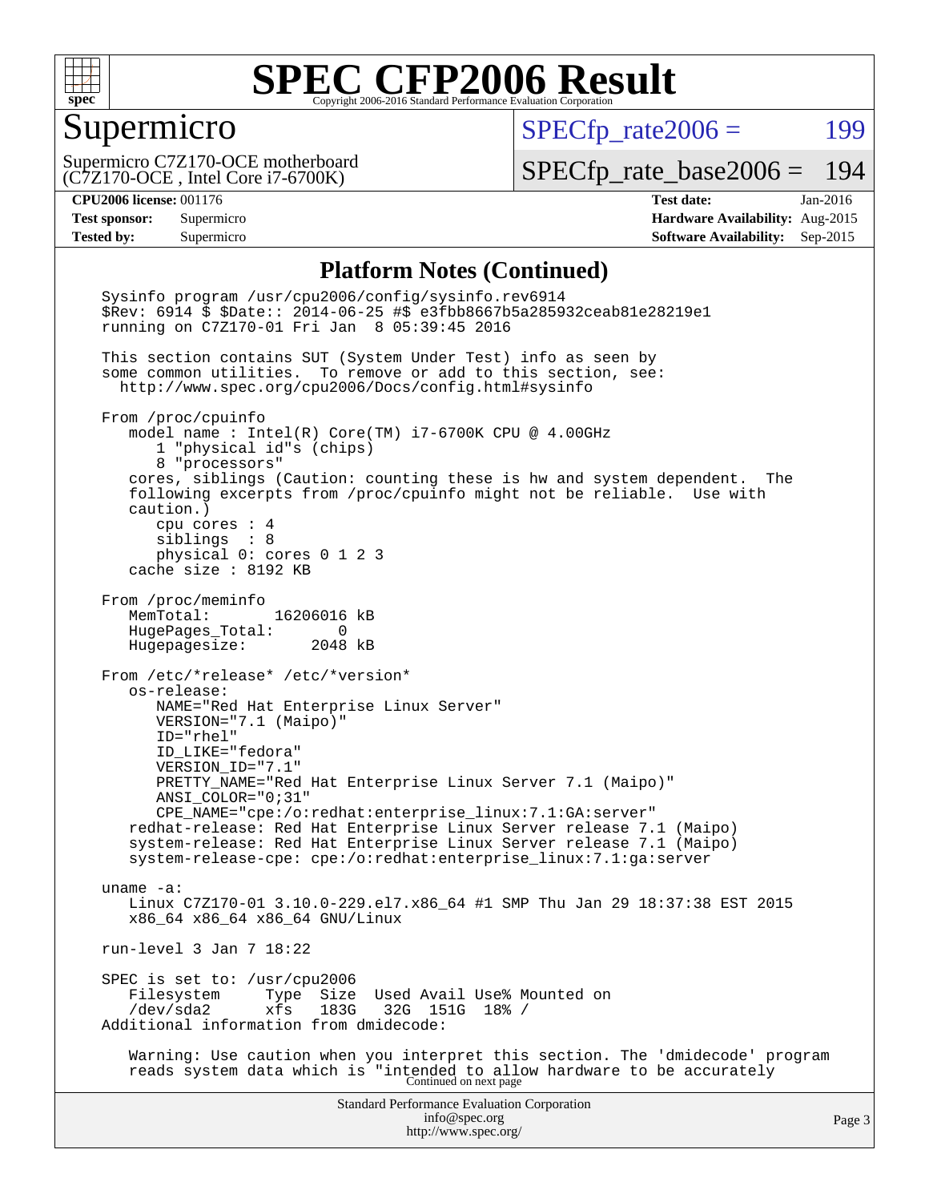# SPEC CFP2006 Result

Copyright 2006-2016 Standard Performance Evaluation Corporation

## Supermicro

Supermicro C7Z170-OCE motherboard
(C7Z170-OCE , Intel Core i7-6700K)

SPECfp_rate2006 = 199

SPECfp_rate_base2006 = 194

| | | | |
|---|---|---|---|
| **CPU2006 license:** 001176 | | **Test date:** | Jan-2016 |
| **Test sponsor:** | Supermicro | **Hardware Availability:** | Aug-2015 |
| **Tested by:** | Supermicro | **Software Availability:** | Sep-2015 |

### Platform Notes (Continued)

```
Sysinfo program /usr/cpu2006/config/sysinfo.rev6914
$Rev: 6914 $ $Date:: 2014-06-25 #$ e3fbb8667b5a285932ceab81e28219e1
running on C7Z170-01 Fri Jan  8 05:39:45 2016

This section contains SUT (System Under Test) info as seen by
some common utilities.  To remove or add to this section, see:
  http://www.spec.org/cpu2006/Docs/config.html#sysinfo

From /proc/cpuinfo
   model name : Intel(R) Core(TM) i7-6700K CPU @ 4.00GHz
      1 "physical id"s (chips)
      8 "processors"
   cores, siblings (Caution: counting these is hw and system dependent.  The
   following excerpts from /proc/cpuinfo might not be reliable.  Use with
   caution.)
      cpu cores : 4
      siblings  : 8
      physical 0: cores 0 1 2 3
   cache size : 8192 KB

From /proc/meminfo
   MemTotal:       16206016 kB
   HugePages_Total:       0
   Hugepagesize:       2048 kB

From /etc/*release* /etc/*version*
   os-release:
      NAME="Red Hat Enterprise Linux Server"
      VERSION="7.1 (Maipo)"
      ID="rhel"
      ID_LIKE="fedora"
      VERSION_ID="7.1"
      PRETTY_NAME="Red Hat Enterprise Linux Server 7.1 (Maipo)"
      ANSI_COLOR="0;31"
      CPE_NAME="cpe:/o:redhat:enterprise_linux:7.1:GA:server"
   redhat-release: Red Hat Enterprise Linux Server release 7.1 (Maipo)
   system-release: Red Hat Enterprise Linux Server release 7.1 (Maipo)
   system-release-cpe: cpe:/o:redhat:enterprise_linux:7.1:ga:server

uname -a:
   Linux C7Z170-01 3.10.0-229.el7.x86_64 #1 SMP Thu Jan 29 18:37:38 EST 2015
   x86_64 x86_64 x86_64 GNU/Linux

run-level 3 Jan 7 18:22

SPEC is set to: /usr/cpu2006
   Filesystem     Type  Size  Used Avail Use% Mounted on
   /dev/sda2      xfs   183G   32G  151G  18% /
Additional information from dmidecode:

   Warning: Use caution when you interpret this section. The 'dmidecode' program
   reads system data which is "intended to allow hardware to be accurately
```

Continued on next page

Standard Performance Evaluation Corporation
info@spec.org
http://www.spec.org/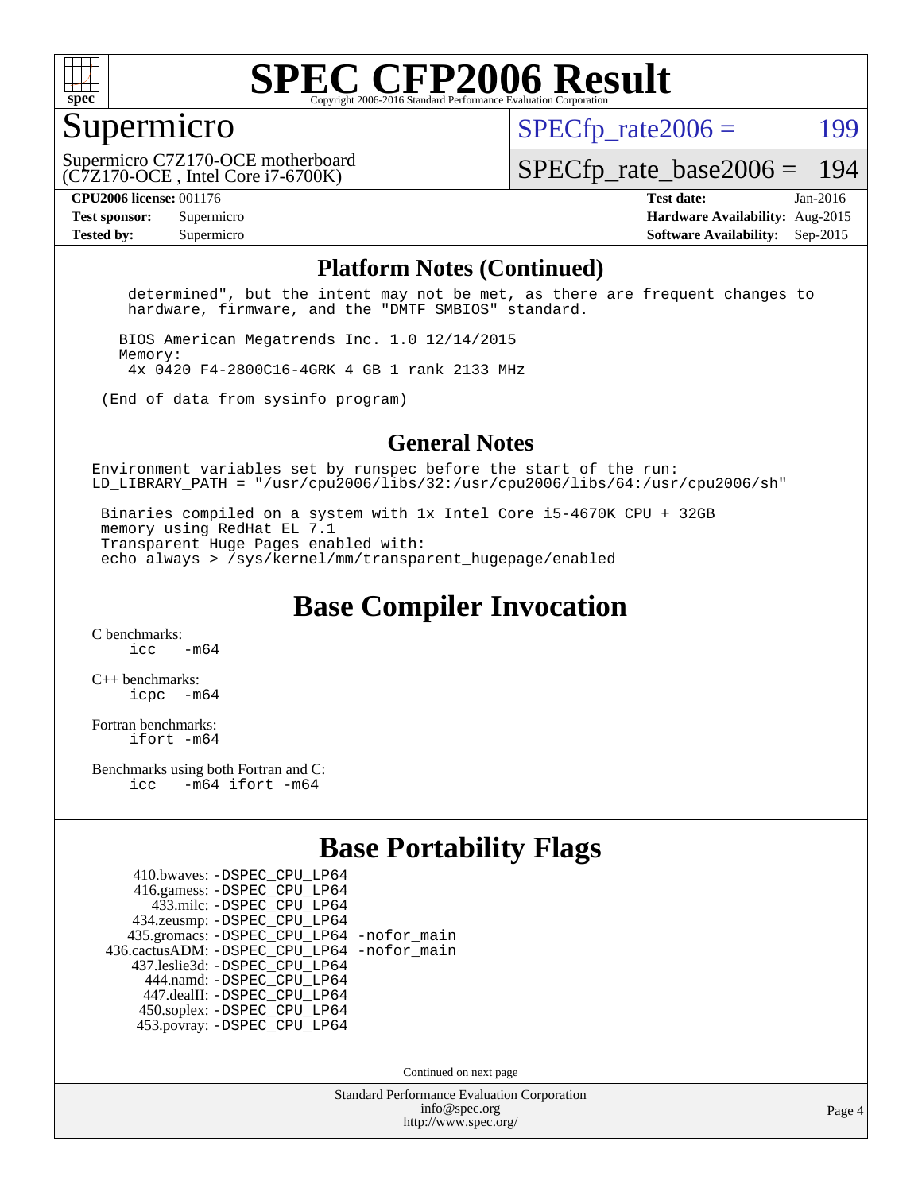# SPEC CFP2006 Result

Copyright 2006-2016 Standard Performance Evaluation Corporation

## Supermicro

Supermicro C7Z170-OCE motherboard
(C7Z170-OCE , Intel Core i7-6700K)

SPECfp_rate2006 = 199

SPECfp_rate_base2006 = 194

**CPU2006 license:** 001176
**Test sponsor:** Supermicro
**Tested by:** Supermicro

**Test date:** Jan-2016
**Hardware Availability:** Aug-2015
**Software Availability:** Sep-2015

## Platform Notes (Continued)

```
   determined", but the intent may not be met, as there are frequent changes to
   hardware, firmware, and the "DMTF SMBIOS" standard.

  BIOS American Megatrends Inc. 1.0 12/14/2015
  Memory:
   4x 0420 F4-2800C16-4GRK 4 GB 1 rank 2133 MHz

(End of data from sysinfo program)
```

## General Notes

```
Environment variables set by runspec before the start of the run:
LD_LIBRARY_PATH = "/usr/cpu2006/libs/32:/usr/cpu2006/libs/64:/usr/cpu2006/sh"

 Binaries compiled on a system with 1x Intel Core i5-4670K CPU + 32GB
 memory using RedHat EL 7.1
 Transparent Huge Pages enabled with:
 echo always > /sys/kernel/mm/transparent_hugepage/enabled
```

## Base Compiler Invocation

C benchmarks:
    icc   -m64

C++ benchmarks:
    icpc  -m64

Fortran benchmarks:
    ifort -m64

Benchmarks using both Fortran and C:
    icc   -m64 ifort -m64

## Base Portability Flags

410.bwaves: -DSPEC_CPU_LP64
416.gamess: -DSPEC_CPU_LP64
433.milc: -DSPEC_CPU_LP64
434.zeusmp: -DSPEC_CPU_LP64
435.gromacs: -DSPEC_CPU_LP64 -nofor_main
436.cactusADM: -DSPEC_CPU_LP64 -nofor_main
437.leslie3d: -DSPEC_CPU_LP64
444.namd: -DSPEC_CPU_LP64
447.dealII: -DSPEC_CPU_LP64
450.soplex: -DSPEC_CPU_LP64
453.povray: -DSPEC_CPU_LP64

Continued on next page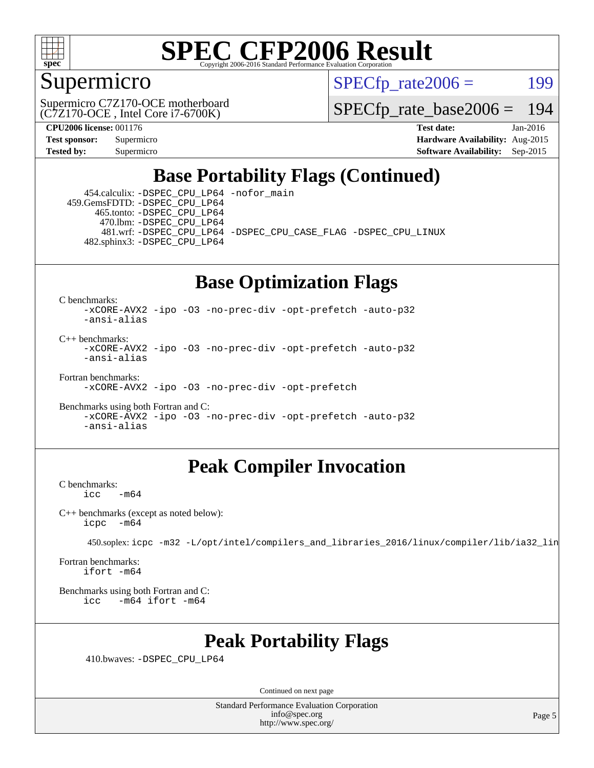# SPEC CFP2006 Result

Copyright 2006-2016 Standard Performance Evaluation Corporation

## Supermicro

Supermicro C7Z170-OCE motherboard
(C7Z170-OCE , Intel Core i7-6700K)

SPECfp_rate2006 = 199

SPECfp_rate_base2006 = 194

**CPU2006 license:** 001176
**Test sponsor:** Supermicro
**Tested by:** Supermicro

**Test date:** Jan-2016
**Hardware Availability:** Aug-2015
**Software Availability:** Sep-2015

## Base Portability Flags (Continued)

454.calculix: `-DSPEC_CPU_LP64 -nofor_main`
459.GemsFDTD: `-DSPEC_CPU_LP64`
465.tonto: `-DSPEC_CPU_LP64`
470.lbm: `-DSPEC_CPU_LP64`
481.wrf: `-DSPEC_CPU_LP64 -DSPEC_CPU_CASE_FLAG -DSPEC_CPU_LINUX`
482.sphinx3: `-DSPEC_CPU_LP64`

## Base Optimization Flags

C benchmarks:
```
-xCORE-AVX2 -ipo -O3 -no-prec-div -opt-prefetch -auto-p32
-ansi-alias
```

C++ benchmarks:
```
-xCORE-AVX2 -ipo -O3 -no-prec-div -opt-prefetch -auto-p32
-ansi-alias
```

Fortran benchmarks:
```
-xCORE-AVX2 -ipo -O3 -no-prec-div -opt-prefetch
```

Benchmarks using both Fortran and C:
```
-xCORE-AVX2 -ipo -O3 -no-prec-div -opt-prefetch -auto-p32
-ansi-alias
```

## Peak Compiler Invocation

C benchmarks:
```
icc   -m64
```

C++ benchmarks (except as noted below):
```
icpc  -m64
```

450.soplex: `icpc -m32 -L/opt/intel/compilers_and_libraries_2016/linux/compiler/lib/ia32_lin`

Fortran benchmarks:
```
ifort -m64
```

Benchmarks using both Fortran and C:
```
icc   -m64 ifort -m64
```

## Peak Portability Flags

410.bwaves: `-DSPEC_CPU_LP64`

Continued on next page

Standard Performance Evaluation Corporation
info@spec.org
http://www.spec.org/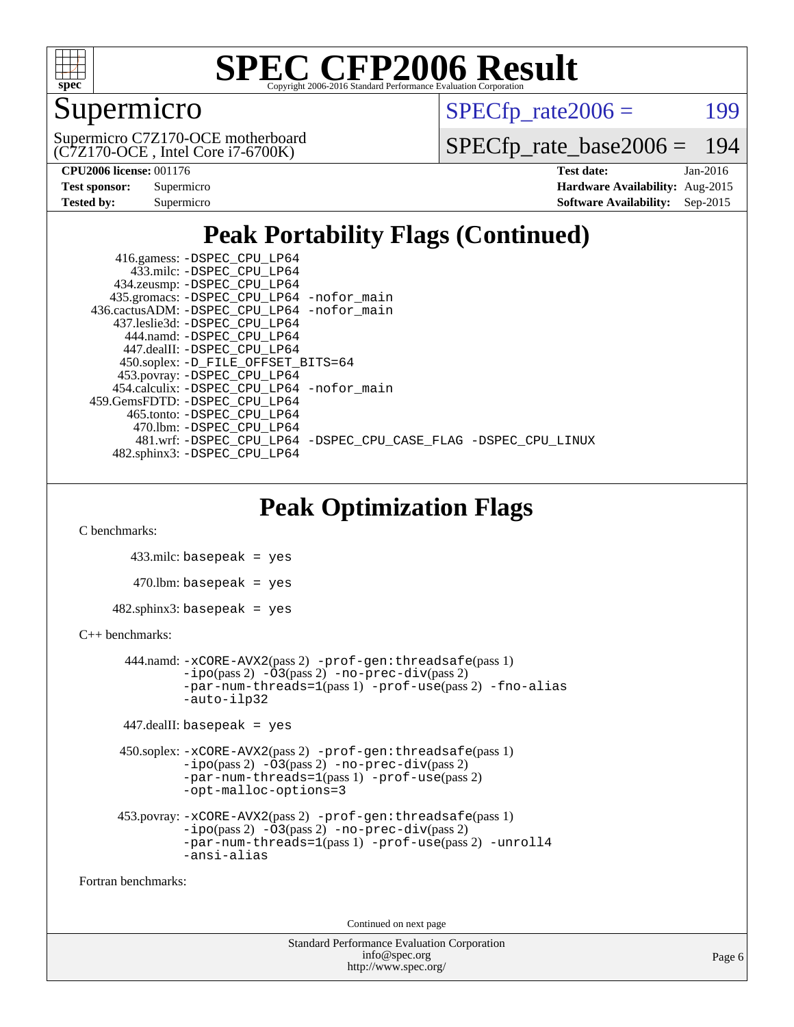# Peak Portability Flags (Continued)

416.gamess: -DSPEC_CPU_LP64
433.milc: -DSPEC_CPU_LP64
434.zeusmp: -DSPEC_CPU_LP64
435.gromacs: -DSPEC_CPU_LP64 -nofor_main
436.cactusADM: -DSPEC_CPU_LP64 -nofor_main
437.leslie3d: -DSPEC_CPU_LP64
444.namd: -DSPEC_CPU_LP64
447.dealII: -DSPEC_CPU_LP64
450.soplex: -D_FILE_OFFSET_BITS=64
453.povray: -DSPEC_CPU_LP64
454.calculix: -DSPEC_CPU_LP64 -nofor_main
459.GemsFDTD: -DSPEC_CPU_LP64
465.tonto: -DSPEC_CPU_LP64
470.lbm: -DSPEC_CPU_LP64
481.wrf: -DSPEC_CPU_LP64 -DSPEC_CPU_CASE_FLAG -DSPEC_CPU_LINUX
482.sphinx3: -DSPEC_CPU_LP64

# Peak Optimization Flags

C benchmarks:

433.milc: basepeak = yes

470.lbm: basepeak = yes

482.sphinx3: basepeak = yes

C++ benchmarks:

444.namd: -xCORE-AVX2(pass 2) -prof-gen:threadsafe(pass 1) -ipo(pass 2) -O3(pass 2) -no-prec-div(pass 2) -par-num-threads=1(pass 1) -prof-use(pass 2) -fno-alias -auto-ilp32

447.dealII: basepeak = yes

450.soplex: -xCORE-AVX2(pass 2) -prof-gen:threadsafe(pass 1) -ipo(pass 2) -O3(pass 2) -no-prec-div(pass 2) -par-num-threads=1(pass 1) -prof-use(pass 2) -opt-malloc-options=3

453.povray: -xCORE-AVX2(pass 2) -prof-gen:threadsafe(pass 1) -ipo(pass 2) -O3(pass 2) -no-prec-div(pass 2) -par-num-threads=1(pass 1) -prof-use(pass 2) -unroll4 -ansi-alias

Fortran benchmarks:

Continued on next page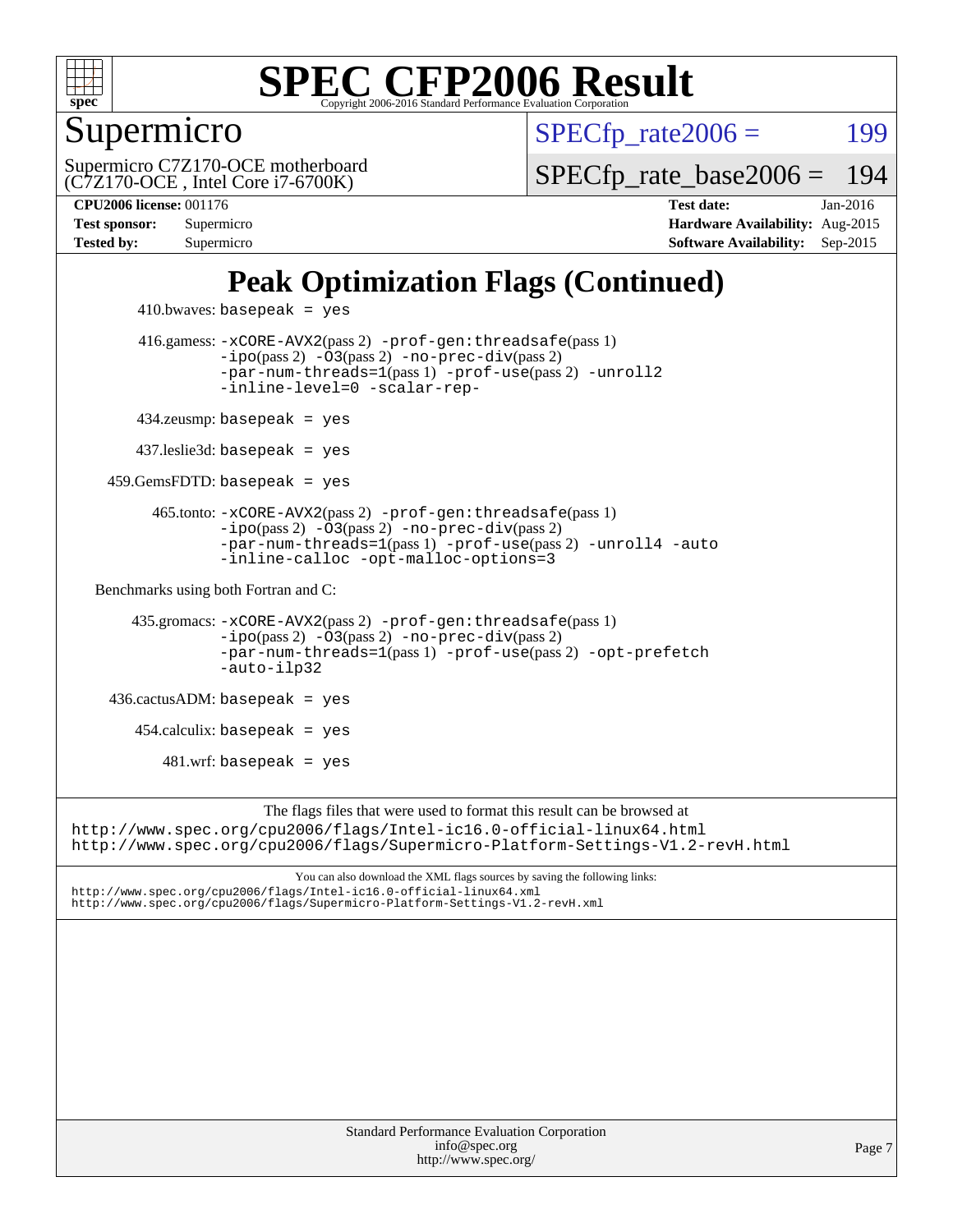# SPEC CFP2006 Result

Copyright 2006-2016 Standard Performance Evaluation Corporation

## Supermicro

Supermicro C7Z170-OCE motherboard (C7Z170-OCE , Intel Core i7-6700K)

SPECfp_rate2006 = 199

SPECfp_rate_base2006 = 194

| | | | |
|---|---|---|---|
| **CPU2006 license:** 001176 | | **Test date:** | Jan-2016 |
| **Test sponsor:** | Supermicro | **Hardware Availability:** | Aug-2015 |
| **Tested by:** | Supermicro | **Software Availability:** | Sep-2015 |

## Peak Optimization Flags (Continued)

410.bwaves: `basepeak = yes`

416.gamess: `-xCORE-AVX2`(pass 2) `-prof-gen:threadsafe`(pass 1) `-ipo`(pass 2) `-O3`(pass 2) `-no-prec-div`(pass 2) `-par-num-threads=1`(pass 1) `-prof-use`(pass 2) `-unroll2` `-inline-level=0` `-scalar-rep-`

434.zeusmp: `basepeak = yes`

437.leslie3d: `basepeak = yes`

459.GemsFDTD: `basepeak = yes`

465.tonto: `-xCORE-AVX2`(pass 2) `-prof-gen:threadsafe`(pass 1) `-ipo`(pass 2) `-O3`(pass 2) `-no-prec-div`(pass 2) `-par-num-threads=1`(pass 1) `-prof-use`(pass 2) `-unroll4` `-auto` `-inline-calloc` `-opt-malloc-options=3`

Benchmarks using both Fortran and C:

435.gromacs: `-xCORE-AVX2`(pass 2) `-prof-gen:threadsafe`(pass 1) `-ipo`(pass 2) `-O3`(pass 2) `-no-prec-div`(pass 2) `-par-num-threads=1`(pass 1) `-prof-use`(pass 2) `-opt-prefetch` `-auto-ilp32`

436.cactusADM: `basepeak = yes`

454.calculix: `basepeak = yes`

481.wrf: `basepeak = yes`

The flags files that were used to format this result can be browsed at
http://www.spec.org/cpu2006/flags/Intel-ic16.0-official-linux64.html
http://www.spec.org/cpu2006/flags/Supermicro-Platform-Settings-V1.2-revH.html

You can also download the XML flags sources by saving the following links:
http://www.spec.org/cpu2006/flags/Intel-ic16.0-official-linux64.xml
http://www.spec.org/cpu2006/flags/Supermicro-Platform-Settings-V1.2-revH.xml

Standard Performance Evaluation Corporation
info@spec.org
http://www.spec.org/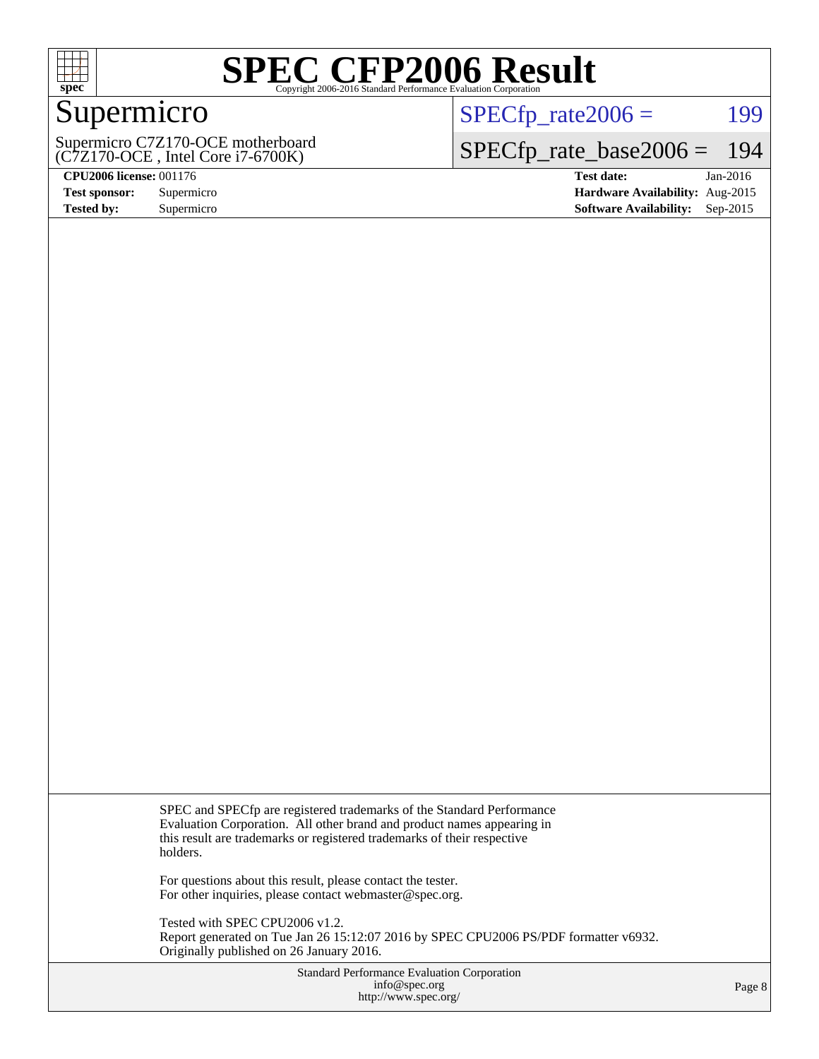SPEC and SPECfp are registered trademarks of the Standard Performance Evaluation Corporation. All other brand and product names appearing in this result are trademarks or registered trademarks of their respective holders.

For questions about this result, please contact the tester.
For other inquiries, please contact webmaster@spec.org.

Tested with SPEC CPU2006 v1.2.
Report generated on Tue Jan 26 15:12:07 2016 by SPEC CPU2006 PS/PDF formatter v6932.
Originally published on 26 January 2016.